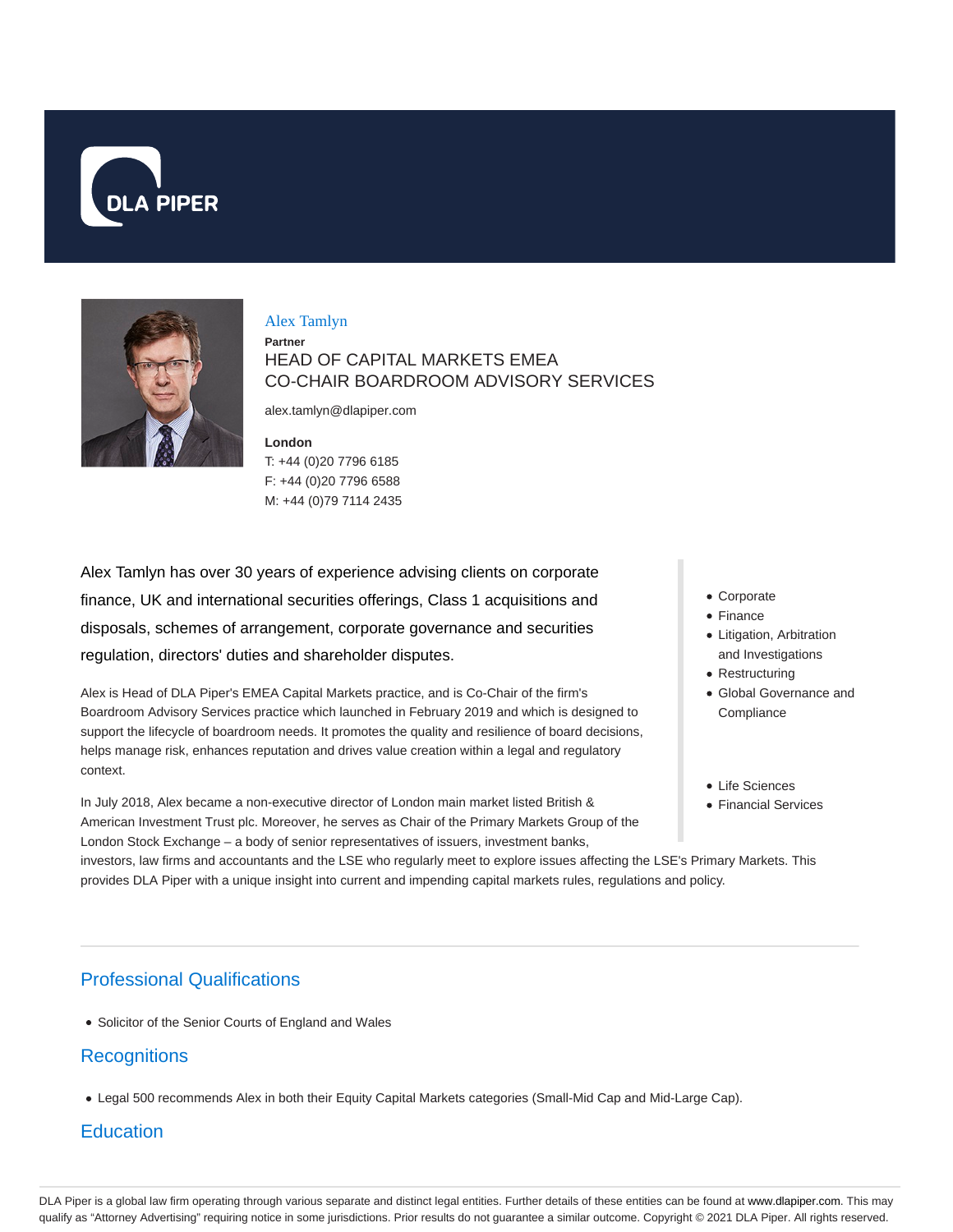# Alex Tamlyn

**Partner**

HEAD OF CAPITAL MARKETS EMEA
CO-CHAIR BOARDROOM ADVISORY SERVICES

alex.tamlyn@dlapiper.com

**London**
T: +44 (0)20 7796 6185
F: +44 (0)20 7796 6588
M: +44 (0)79 7114 2435

- Corporate
- Finance
- Litigation, Arbitration and Investigations
- Restructuring
- Global Governance and Compliance

- Life Sciences
- Financial Services

Alex Tamlyn has over 30 years of experience advising clients on corporate finance, UK and international securities offerings, Class 1 acquisitions and disposals, schemes of arrangement, corporate governance and securities regulation, directors' duties and shareholder disputes.

Alex is Head of DLA Piper's EMEA Capital Markets practice, and is Co-Chair of the firm's Boardroom Advisory Services practice which launched in February 2019 and which is designed to support the lifecycle of boardroom needs. It promotes the quality and resilience of board decisions, helps manage risk, enhances reputation and drives value creation within a legal and regulatory context.

In July 2018, Alex became a non-executive director of London main market listed British & American Investment Trust plc. Moreover, he serves as Chair of the Primary Markets Group of the London Stock Exchange – a body of senior representatives of issuers, investment banks, investors, law firms and accountants and the LSE who regularly meet to explore issues affecting the LSE's Primary Markets. This provides DLA Piper with a unique insight into current and impending capital markets rules, regulations and policy.

## Professional Qualifications

- Solicitor of the Senior Courts of England and Wales

## Recognitions

- Legal 500 recommends Alex in both their Equity Capital Markets categories (Small-Mid Cap and Mid-Large Cap).

## Education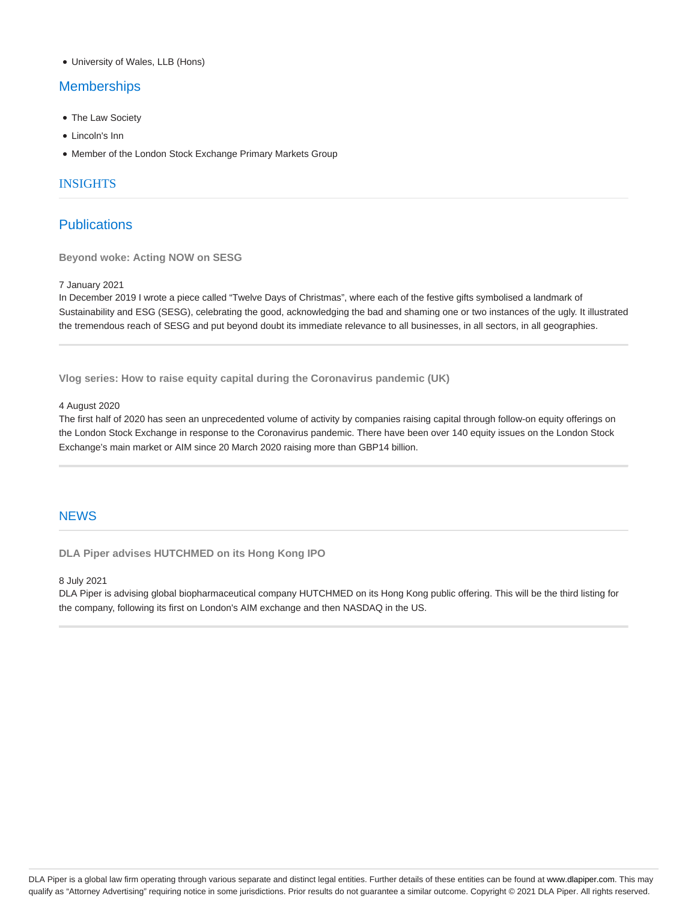- University of Wales, LLB (Hons)

## Memberships

- The Law Society
- Lincoln's Inn
- Member of the London Stock Exchange Primary Markets Group

## INSIGHTS

## Publications

### Beyond woke: Acting NOW on SESG

7 January 2021

In December 2019 I wrote a piece called "Twelve Days of Christmas", where each of the festive gifts symbolised a landmark of Sustainability and ESG (SESG), celebrating the good, acknowledging the bad and shaming one or two instances of the ugly. It illustrated the tremendous reach of SESG and put beyond doubt its immediate relevance to all businesses, in all sectors, in all geographies.

### Vlog series: How to raise equity capital during the Coronavirus pandemic (UK)

4 August 2020

The first half of 2020 has seen an unprecedented volume of activity by companies raising capital through follow-on equity offerings on the London Stock Exchange in response to the Coronavirus pandemic. There have been over 140 equity issues on the London Stock Exchange's main market or AIM since 20 March 2020 raising more than GBP14 billion.

## NEWS

### DLA Piper advises HUTCHMED on its Hong Kong IPO

8 July 2021

DLA Piper is advising global biopharmaceutical company HUTCHMED on its Hong Kong public offering. This will be the third listing for the company, following its first on London's AIM exchange and then NASDAQ in the US.

DLA Piper is a global law firm operating through various separate and distinct legal entities. Further details of these entities can be found at www.dlapiper.com. This may qualify as "Attorney Advertising" requiring notice in some jurisdictions. Prior results do not guarantee a similar outcome. Copyright © 2021 DLA Piper. All rights reserved.